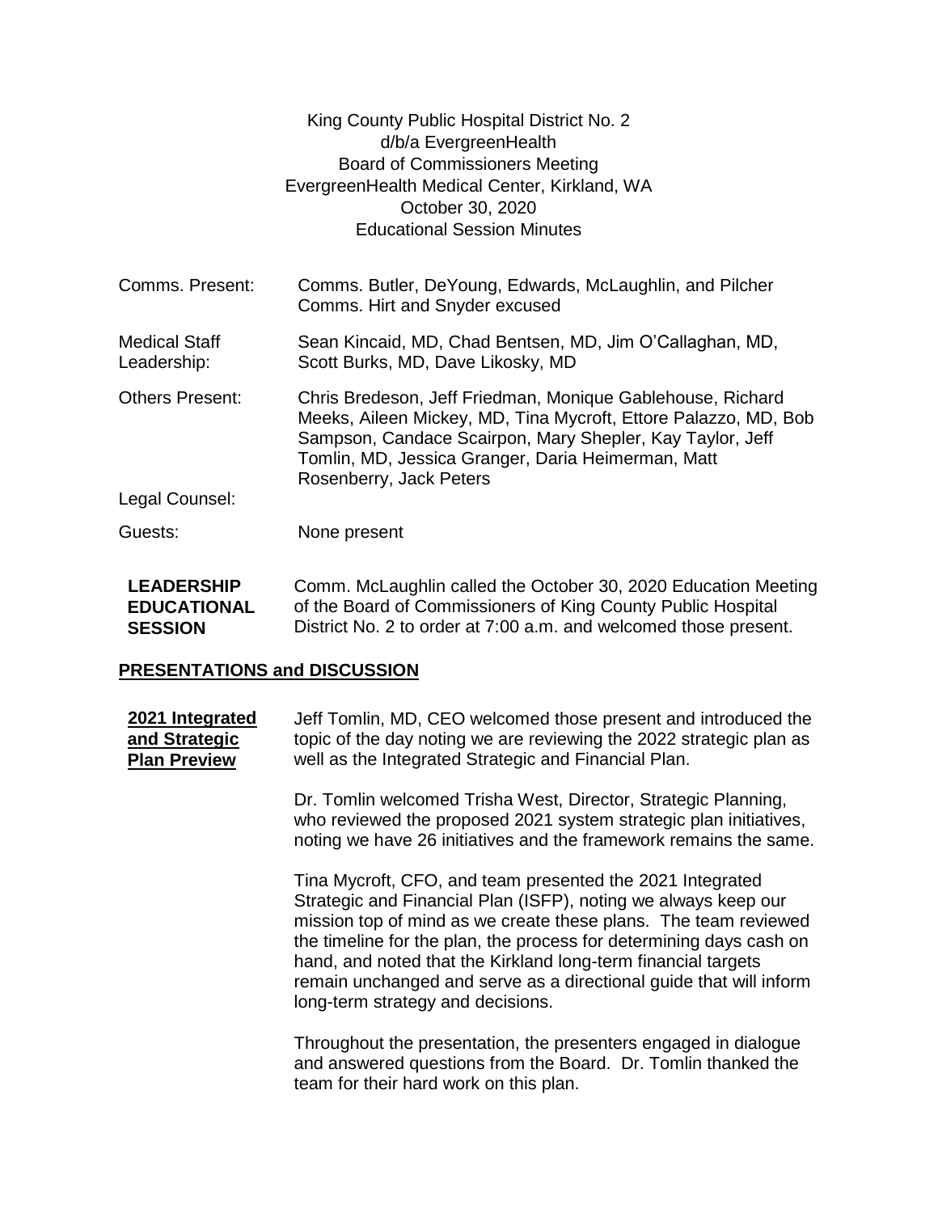King County Public Hospital District No. 2
d/b/a EvergreenHealth
Board of Commissioners Meeting
EvergreenHealth Medical Center, Kirkland, WA
October 30, 2020
Educational Session Minutes

| | |
|---|---|
| Comms. Present: | Comms. Butler, DeYoung, Edwards, McLaughlin, and Pilcher<br>Comms. Hirt and Snyder excused |
| Medical Staff Leadership: | Sean Kincaid, MD, Chad Bentsen, MD, Jim O'Callaghan, MD, Scott Burks, MD, Dave Likosky, MD |
| Others Present: | Chris Bredeson, Jeff Friedman, Monique Gablehouse, Richard Meeks, Aileen Mickey, MD, Tina Mycroft, Ettore Palazzo, MD, Bob Sampson, Candace Scairpon, Mary Shepler, Kay Taylor, Jeff Tomlin, MD, Jessica Granger, Daria Heimerman, Matt Rosenberry, Jack Peters |
| Legal Counsel: | |
| Guests: | None present |

**LEADERSHIP EDUCATIONAL SESSION**

Comm. McLaughlin called the October 30, 2020 Education Meeting of the Board of Commissioners of King County Public Hospital District No. 2 to order at 7:00 a.m. and welcomed those present.

## PRESENTATIONS and DISCUSSION

**2021 Integrated and Strategic Plan Preview**

Jeff Tomlin, MD, CEO welcomed those present and introduced the topic of the day noting we are reviewing the 2022 strategic plan as well as the Integrated Strategic and Financial Plan.

Dr. Tomlin welcomed Trisha West, Director, Strategic Planning, who reviewed the proposed 2021 system strategic plan initiatives, noting we have 26 initiatives and the framework remains the same.

Tina Mycroft, CFO, and team presented the 2021 Integrated Strategic and Financial Plan (ISFP), noting we always keep our mission top of mind as we create these plans. The team reviewed the timeline for the plan, the process for determining days cash on hand, and noted that the Kirkland long-term financial targets remain unchanged and serve as a directional guide that will inform long-term strategy and decisions.

Throughout the presentation, the presenters engaged in dialogue and answered questions from the Board. Dr. Tomlin thanked the team for their hard work on this plan.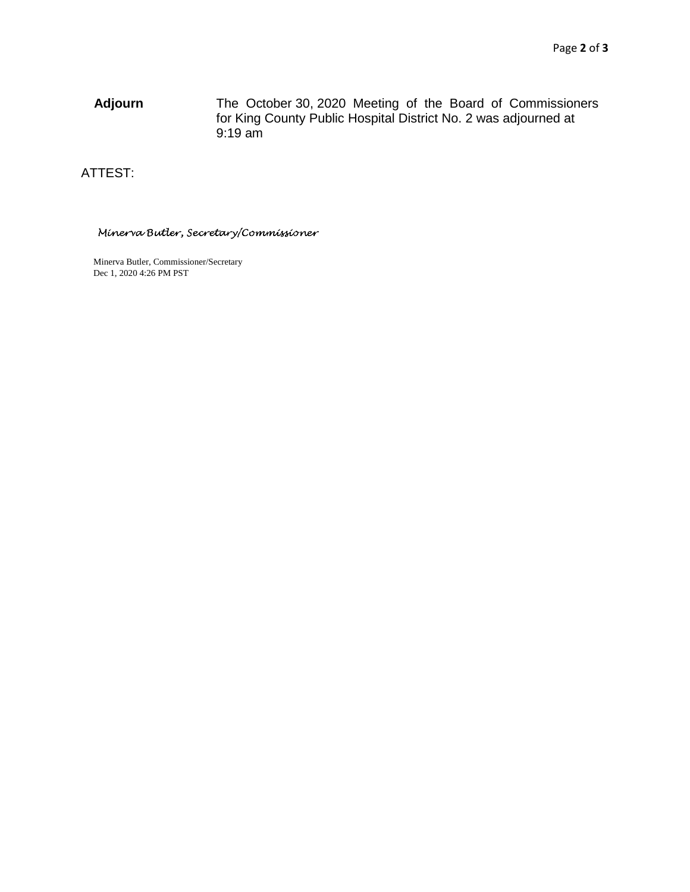**Adjourn** The October 30, 2020 Meeting of the Board of Commissioners for King County Public Hospital District No. 2 was adjourned at 9:19 am

ATTEST:

*Minerva Butler, Secretary/Commissioner*

Minerva Butler, Commissioner/Secretary
Dec 1, 2020 4:26 PM PST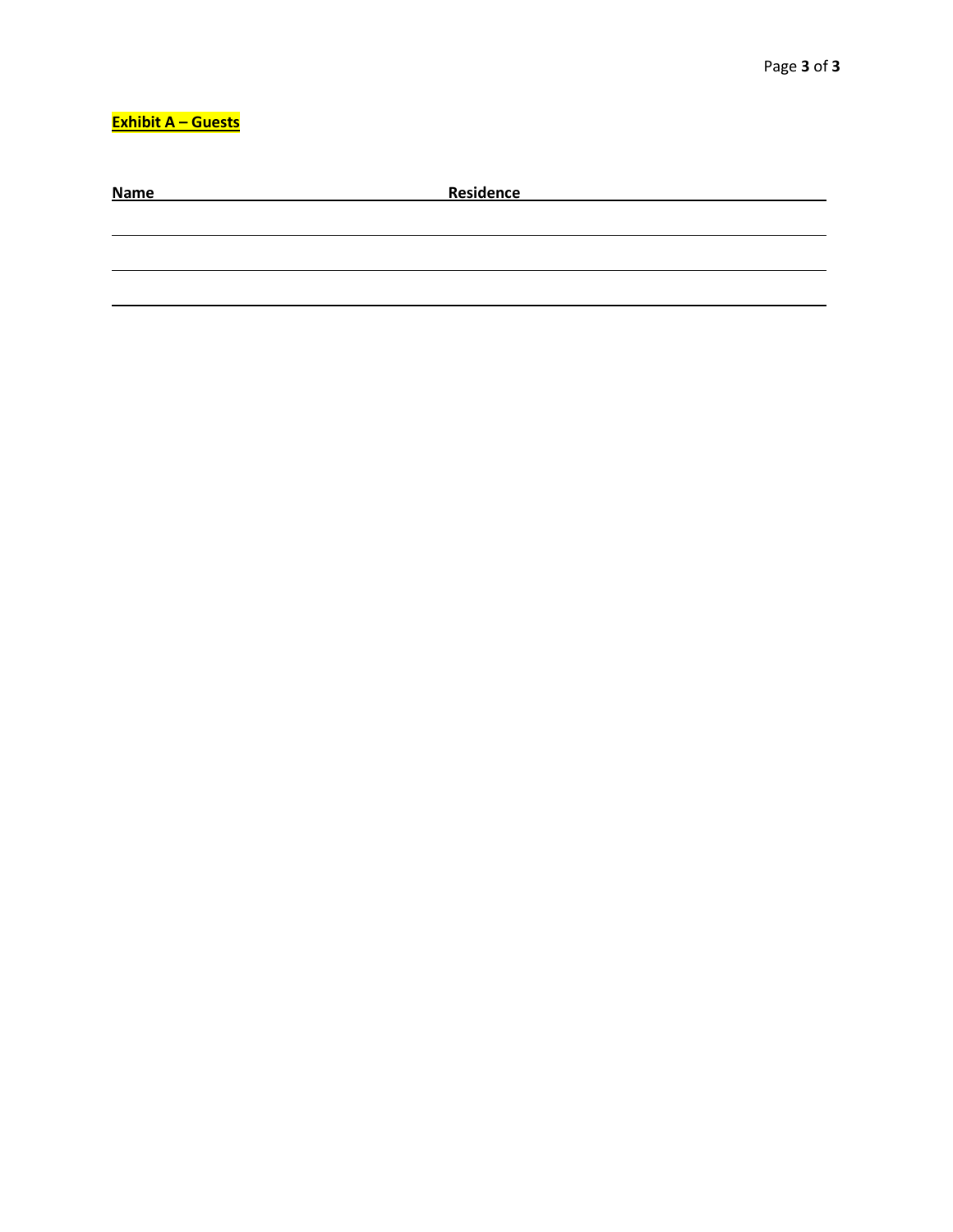**Exhibit A – Guests**

| Name | Residence |
| --- | --- |
| | |
| | |
| | |